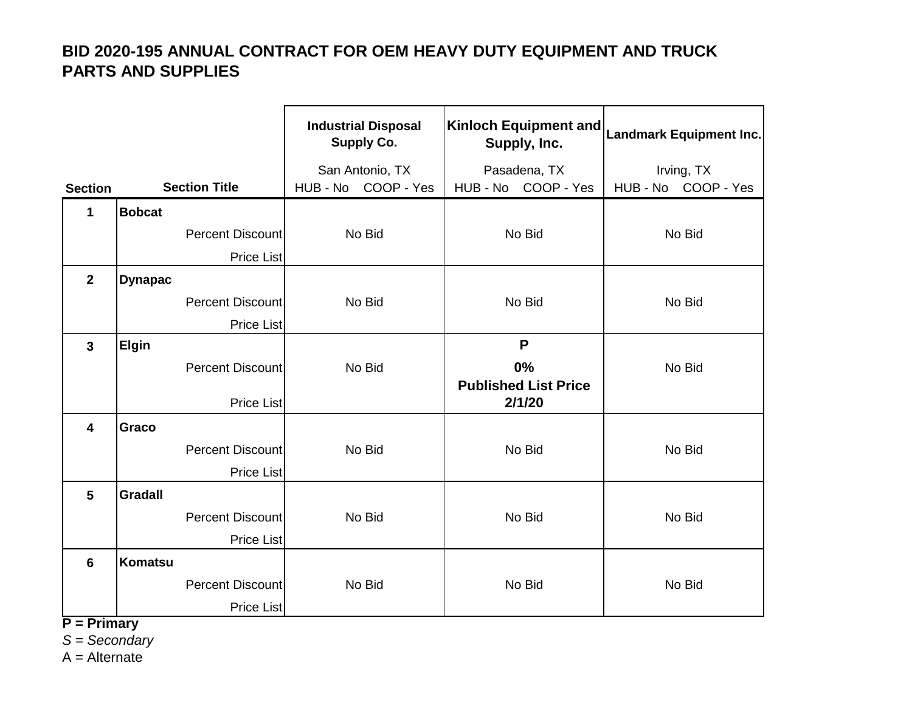# BID 2020-195 ANNUAL CONTRACT FOR OEM HEAVY DUTY EQUIPMENT AND TRUCK PARTS AND SUPPLIES

| Section | Section Title | Industrial Disposal Supply Co. San Antonio, TX HUB - No COOP - Yes | Kinloch Equipment and Supply, Inc. Pasadena, TX HUB - No COOP - Yes | Landmark Equipment Inc. Irving, TX HUB - No COOP - Yes |
|---|---|---|---|---|
| 1 | **Bobcat** | | | |
| | Percent Discount | No Bid | No Bid | No Bid |
| | Price List | | | |
| 2 | **Dynapac** | | | |
| | Percent Discount | No Bid | No Bid | No Bid |
| | Price List | | | |
| 3 | **Elgin** | | **P** | |
| | Percent Discount | No Bid | **0%** | No Bid |
| | Price List | | **Published List Price 2/1/20** | |
| 4 | **Graco** | | | |
| | Percent Discount | No Bid | No Bid | No Bid |
| | Price List | | | |
| 5 | **Gradall** | | | |
| | Percent Discount | No Bid | No Bid | No Bid |
| | Price List | | | |
| 6 | **Komatsu** | | | |
| | Percent Discount | No Bid | No Bid | No Bid |
| | Price List | | | |

**P = Primary**

*S = Secondary*

A = Alternate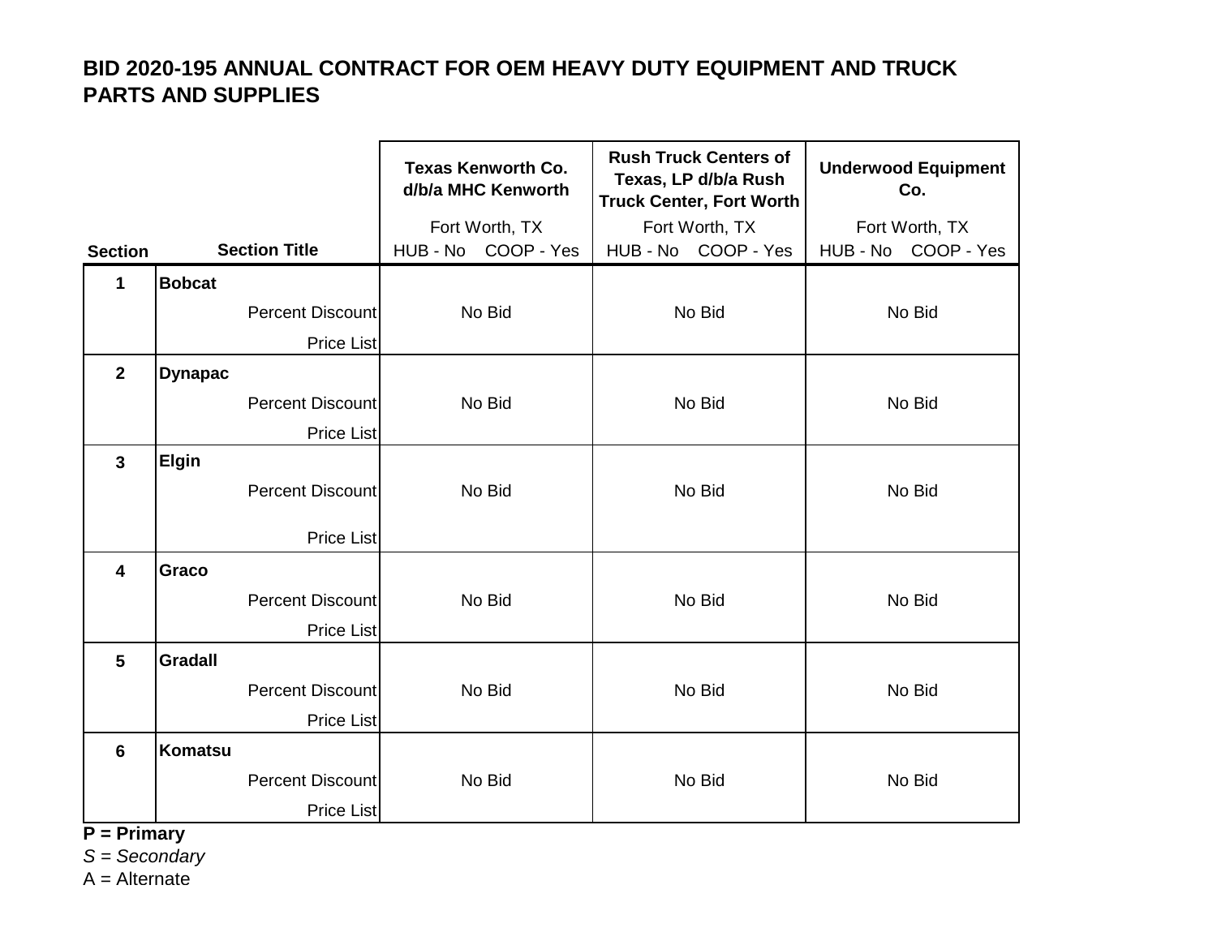# BID 2020-195 ANNUAL CONTRACT FOR OEM HEAVY DUTY EQUIPMENT AND TRUCK PARTS AND SUPPLIES

| Section | Section Title | Texas Kenworth Co. d/b/a MHC Kenworth<br>Fort Worth, TX<br>HUB - No COOP - Yes | Rush Truck Centers of Texas, LP d/b/a Rush Truck Center, Fort Worth<br>Fort Worth, TX<br>HUB - No COOP - Yes | Underwood Equipment Co.<br>Fort Worth, TX<br>HUB - No COOP - Yes |
|---|---|---|---|---|
| **1** | **Bobcat** | | | |
| | Percent Discount | No Bid | No Bid | No Bid |
| | Price List | | | |
| **2** | **Dynapac** | | | |
| | Percent Discount | No Bid | No Bid | No Bid |
| | Price List | | | |
| **3** | **Elgin** | | | |
| | Percent Discount | No Bid | No Bid | No Bid |
| | Price List | | | |
| **4** | **Graco** | | | |
| | Percent Discount | No Bid | No Bid | No Bid |
| | Price List | | | |
| **5** | **Gradall** | | | |
| | Percent Discount | No Bid | No Bid | No Bid |
| | Price List | | | |
| **6** | **Komatsu** | | | |
| | Percent Discount | No Bid | No Bid | No Bid |
| | Price List | | | |

**P = Primary**

*S = Secondary*

A = Alternate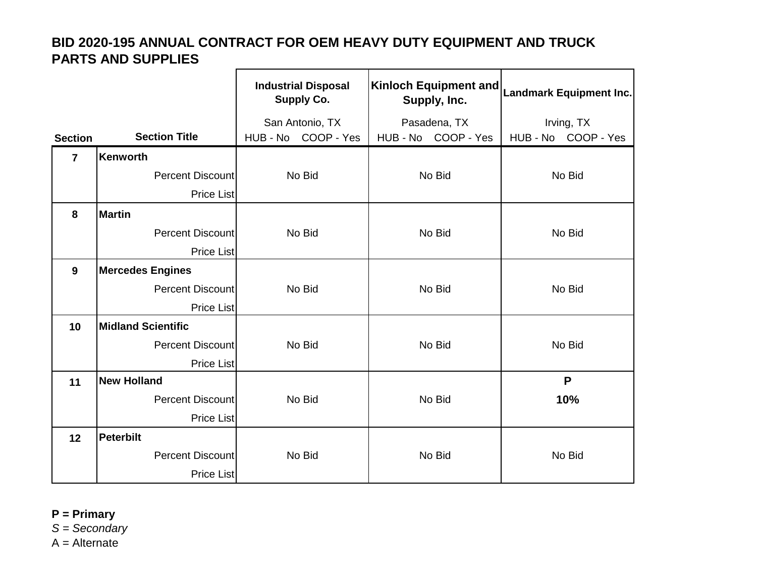# BID 2020-195 ANNUAL CONTRACT FOR OEM HEAVY DUTY EQUIPMENT AND TRUCK PARTS AND SUPPLIES

| Section | Section Title | Industrial Disposal Supply Co.<br>San Antonio, TX<br>HUB - No COOP - Yes | Kinloch Equipment and Supply, Inc.<br>Pasadena, TX<br>HUB - No COOP - Yes | Landmark Equipment Inc.<br>Irving, TX<br>HUB - No COOP - Yes |
|---|---|---|---|---|
| 7 | **Kenworth** | | | |
| | Percent Discount | No Bid | No Bid | No Bid |
| | Price List | | | |
| 8 | **Martin** | | | |
| | Percent Discount | No Bid | No Bid | No Bid |
| | Price List | | | |
| 9 | **Mercedes Engines** | | | |
| | Percent Discount | No Bid | No Bid | No Bid |
| | Price List | | | |
| 10 | **Midland Scientific** | | | |
| | Percent Discount | No Bid | No Bid | No Bid |
| | Price List | | | |
| 11 | **New Holland** | | | **P** |
| | Percent Discount | No Bid | No Bid | **10%** |
| | Price List | | | |
| 12 | **Peterbilt** | | | |
| | Percent Discount | No Bid | No Bid | No Bid |
| | Price List | | | |

**P = Primary**
*S = Secondary*
A = Alternate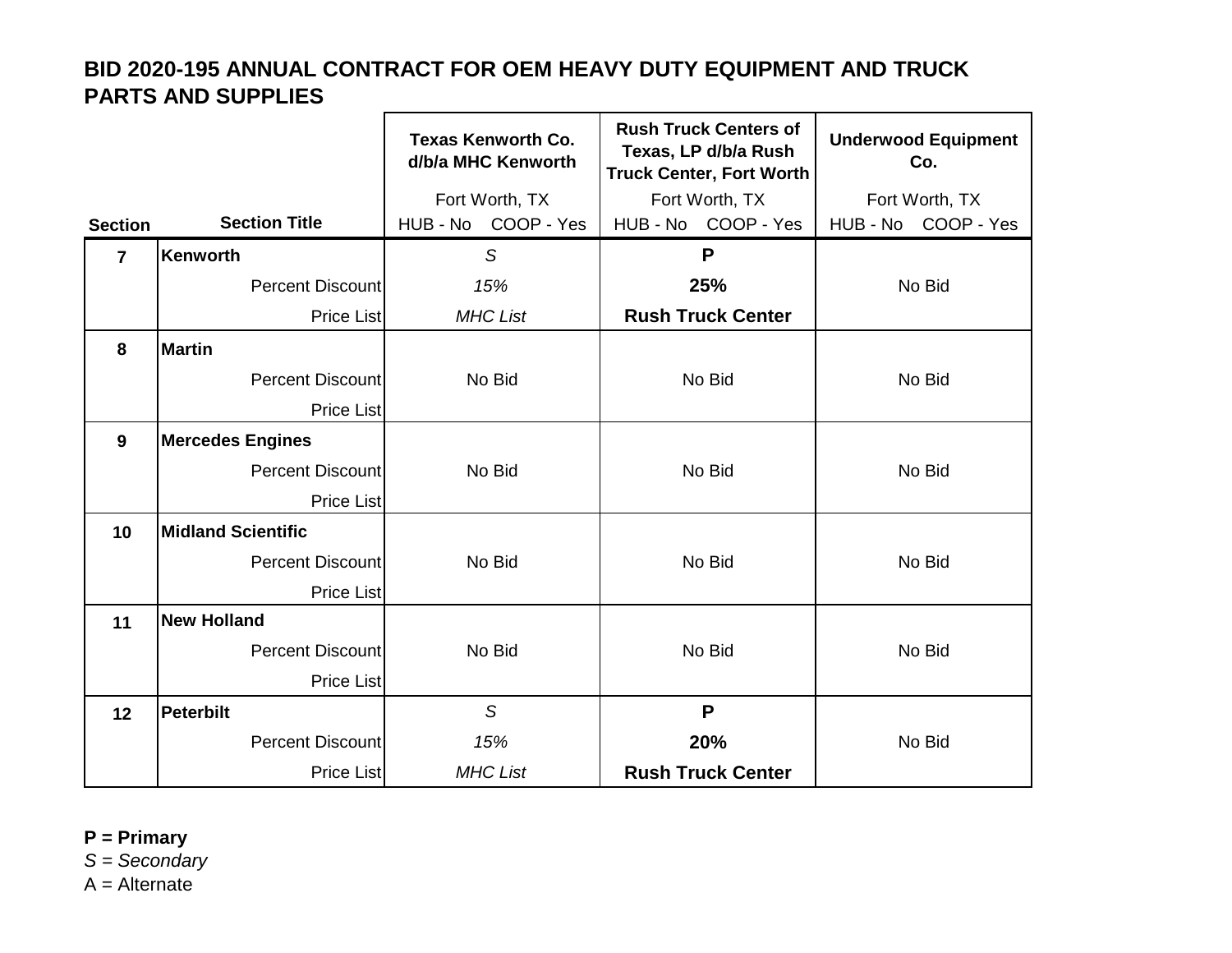# BID 2020-195 ANNUAL CONTRACT FOR OEM HEAVY DUTY EQUIPMENT AND TRUCK PARTS AND SUPPLIES

| Section | Section Title | **Texas Kenworth Co. d/b/a MHC Kenworth** | **Rush Truck Centers of Texas, LP d/b/a Rush Truck Center, Fort Worth** | **Underwood Equipment Co.** |
|---|---|---|---|---|
| | | Fort Worth, TX | Fort Worth, TX | Fort Worth, TX |
| | | HUB - No COOP - Yes | HUB - No COOP - Yes | HUB - No COOP - Yes |
| **7** | **Kenworth** | *S* | **P** | |
| | Percent Discount | *15%* | **25%** | No Bid |
| | Price List | *MHC List* | **Rush Truck Center** | |
| **8** | **Martin** | | | |
| | Percent Discount | No Bid | No Bid | No Bid |
| | Price List | | | |
| **9** | **Mercedes Engines** | | | |
| | Percent Discount | No Bid | No Bid | No Bid |
| | Price List | | | |
| **10** | **Midland Scientific** | | | |
| | Percent Discount | No Bid | No Bid | No Bid |
| | Price List | | | |
| **11** | **New Holland** | | | |
| | Percent Discount | No Bid | No Bid | No Bid |
| | Price List | | | |
| **12** | **Peterbilt** | *S* | **P** | |
| | Percent Discount | *15%* | **20%** | No Bid |
| | Price List | *MHC List* | **Rush Truck Center** | |

**P = Primary**
*S = Secondary*
A = Alternate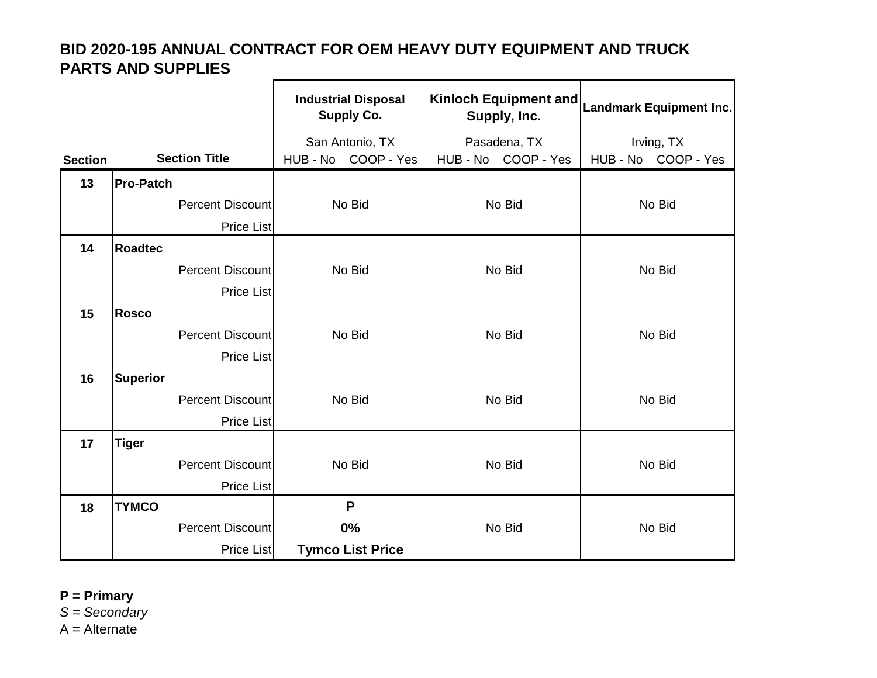# BID 2020-195 ANNUAL CONTRACT FOR OEM HEAVY DUTY EQUIPMENT AND TRUCK PARTS AND SUPPLIES

| Section | Section Title | Industrial Disposal Supply Co. | Kinloch Equipment and Supply, Inc. | Landmark Equipment Inc. |
|---|---|---|---|---|
| | | San Antonio, TX | Pasadena, TX | Irving, TX |
| | | HUB - No COOP - Yes | HUB - No COOP - Yes | HUB - No COOP - Yes |
| 13 | **Pro-Patch** | | | |
| | Percent Discount | No Bid | No Bid | No Bid |
| | Price List | | | |
| 14 | **Roadtec** | | | |
| | Percent Discount | No Bid | No Bid | No Bid |
| | Price List | | | |
| 15 | **Rosco** | | | |
| | Percent Discount | No Bid | No Bid | No Bid |
| | Price List | | | |
| 16 | **Superior** | | | |
| | Percent Discount | No Bid | No Bid | No Bid |
| | Price List | | | |
| 17 | **Tiger** | | | |
| | Percent Discount | No Bid | No Bid | No Bid |
| | Price List | | | |
| 18 | **TYMCO** | **P** | | |
| | Percent Discount | **0%** | No Bid | No Bid |
| | Price List | **Tymco List Price** | | |

**P = Primary**
*S = Secondary*
A = Alternate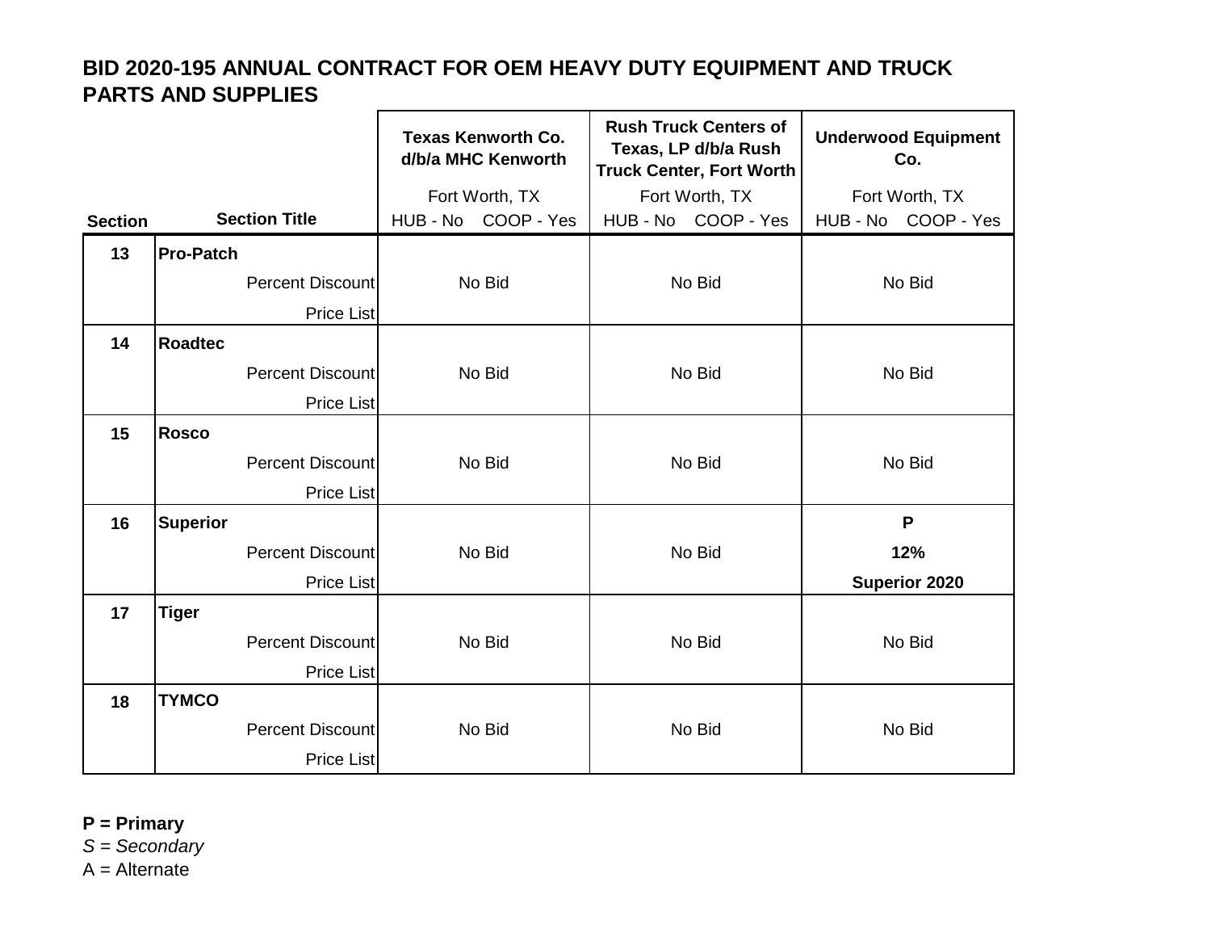# BID 2020-195 ANNUAL CONTRACT FOR OEM HEAVY DUTY EQUIPMENT AND TRUCK PARTS AND SUPPLIES

| Section | Section Title | Texas Kenworth Co. d/b/a MHC Kenworth | Rush Truck Centers of Texas, LP d/b/a Rush Truck Center, Fort Worth | Underwood Equipment Co. |
|---|---|---|---|---|
| | | Fort Worth, TX | Fort Worth, TX | Fort Worth, TX |
| | | HUB - No COOP - Yes | HUB - No COOP - Yes | HUB - No COOP - Yes |
| 13 | **Pro-Patch** | | | |
| | Percent Discount | No Bid | No Bid | No Bid |
| | Price List | | | |
| 14 | **Roadtec** | | | |
| | Percent Discount | No Bid | No Bid | No Bid |
| | Price List | | | |
| 15 | **Rosco** | | | |
| | Percent Discount | No Bid | No Bid | No Bid |
| | Price List | | | |
| 16 | **Superior** | | | **P** |
| | Percent Discount | No Bid | No Bid | **12%** |
| | Price List | | | **Superior 2020** |
| 17 | **Tiger** | | | |
| | Percent Discount | No Bid | No Bid | No Bid |
| | Price List | | | |
| 18 | **TYMCO** | | | |
| | Percent Discount | No Bid | No Bid | No Bid |
| | Price List | | | |

**P = Primary**
*S = Secondary*
A = Alternate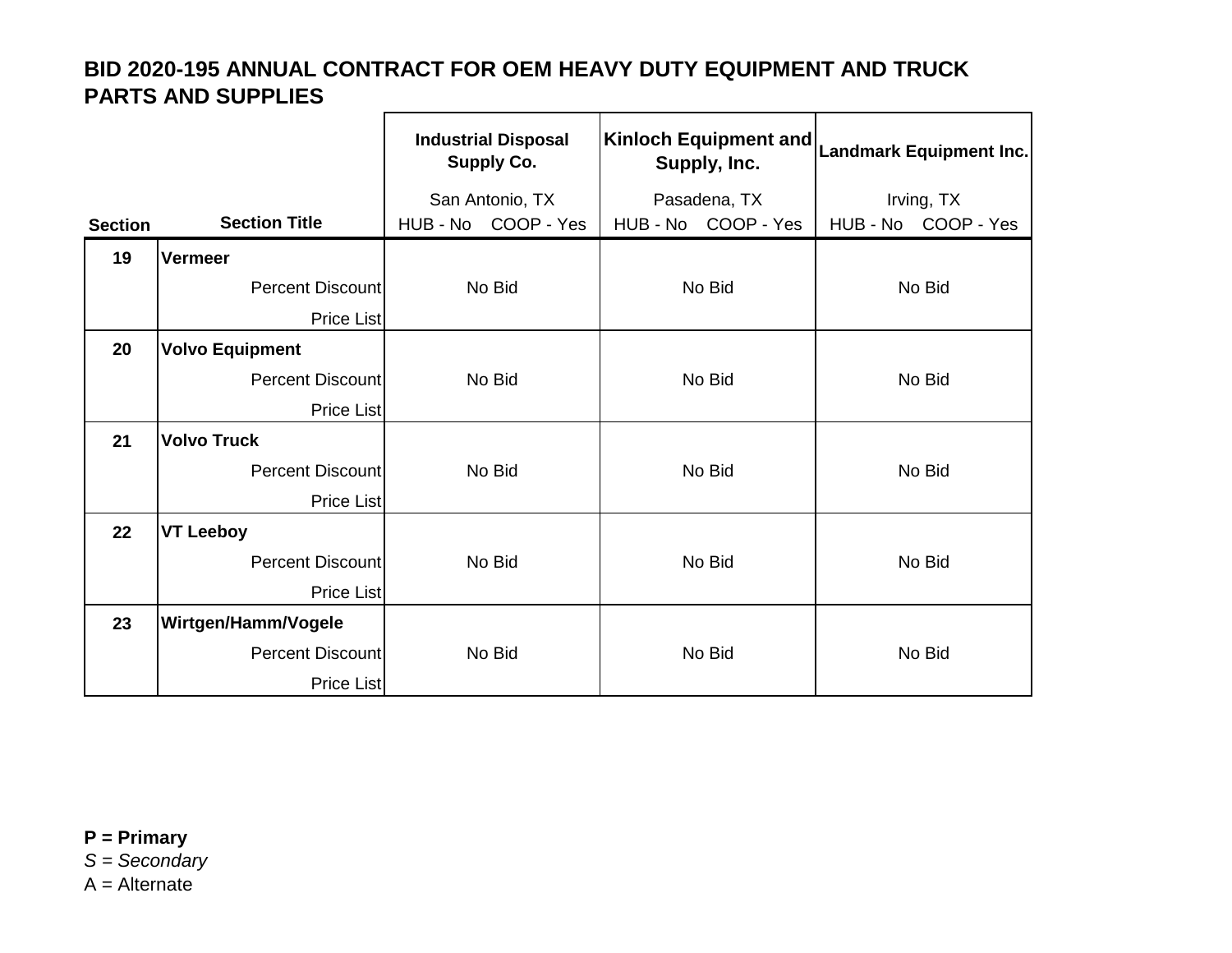# BID 2020-195 ANNUAL CONTRACT FOR OEM HEAVY DUTY EQUIPMENT AND TRUCK PARTS AND SUPPLIES

| Section | Section Title | Industrial Disposal Supply Co.<br>San Antonio, TX<br>HUB - No COOP - Yes | Kinloch Equipment and Supply, Inc.<br>Pasadena, TX<br>HUB - No COOP - Yes | Landmark Equipment Inc.<br>Irving, TX<br>HUB - No COOP - Yes |
|---|---|---|---|---|
| 19 | **Vermeer** | | | |
| | Percent Discount | No Bid | No Bid | No Bid |
| | Price List | | | |
| 20 | **Volvo Equipment** | | | |
| | Percent Discount | No Bid | No Bid | No Bid |
| | Price List | | | |
| 21 | **Volvo Truck** | | | |
| | Percent Discount | No Bid | No Bid | No Bid |
| | Price List | | | |
| 22 | **VT Leeboy** | | | |
| | Percent Discount | No Bid | No Bid | No Bid |
| | Price List | | | |
| 23 | **Wirtgen/Hamm/Vogele** | | | |
| | Percent Discount | No Bid | No Bid | No Bid |
| | Price List | | | |

**P = Primary**
*S = Secondary*
A = Alternate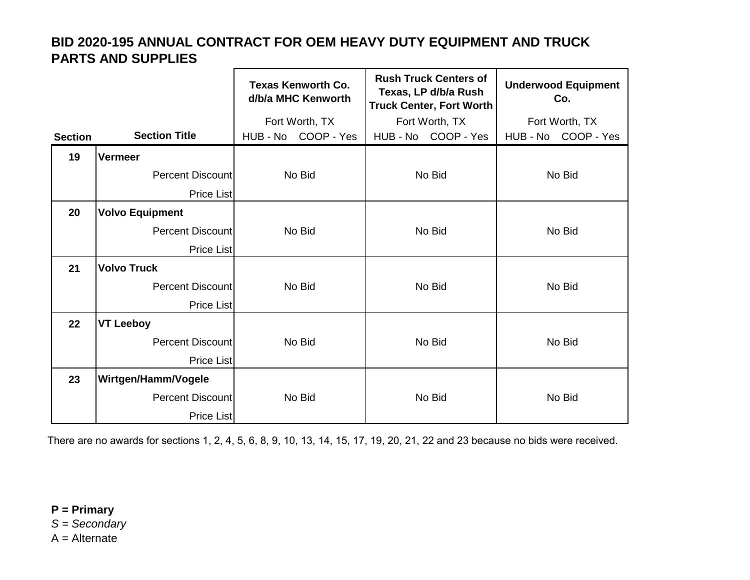# BID 2020-195 ANNUAL CONTRACT FOR OEM HEAVY DUTY EQUIPMENT AND TRUCK PARTS AND SUPPLIES

| Section | Section Title | Texas Kenworth Co. d/b/a MHC Kenworth<br>Fort Worth, TX<br>HUB - No COOP - Yes | Rush Truck Centers of Texas, LP d/b/a Rush Truck Center, Fort Worth<br>Fort Worth, TX<br>HUB - No COOP - Yes | Underwood Equipment Co.<br>Fort Worth, TX<br>HUB - No COOP - Yes |
|---|---|---|---|---|
| 19 | **Vermeer** | | | |
| | Percent Discount | No Bid | No Bid | No Bid |
| | Price List | | | |
| 20 | **Volvo Equipment** | | | |
| | Percent Discount | No Bid | No Bid | No Bid |
| | Price List | | | |
| 21 | **Volvo Truck** | | | |
| | Percent Discount | No Bid | No Bid | No Bid |
| | Price List | | | |
| 22 | **VT Leeboy** | | | |
| | Percent Discount | No Bid | No Bid | No Bid |
| | Price List | | | |
| 23 | **Wirtgen/Hamm/Vogele** | | | |
| | Percent Discount | No Bid | No Bid | No Bid |
| | Price List | | | |

There are no awards for sections 1, 2, 4, 5, 6, 8, 9, 10, 13, 14, 15, 17, 19, 20, 21, 22 and 23 because no bids were received.

**P = Primary**
*S = Secondary*
A = Alternate